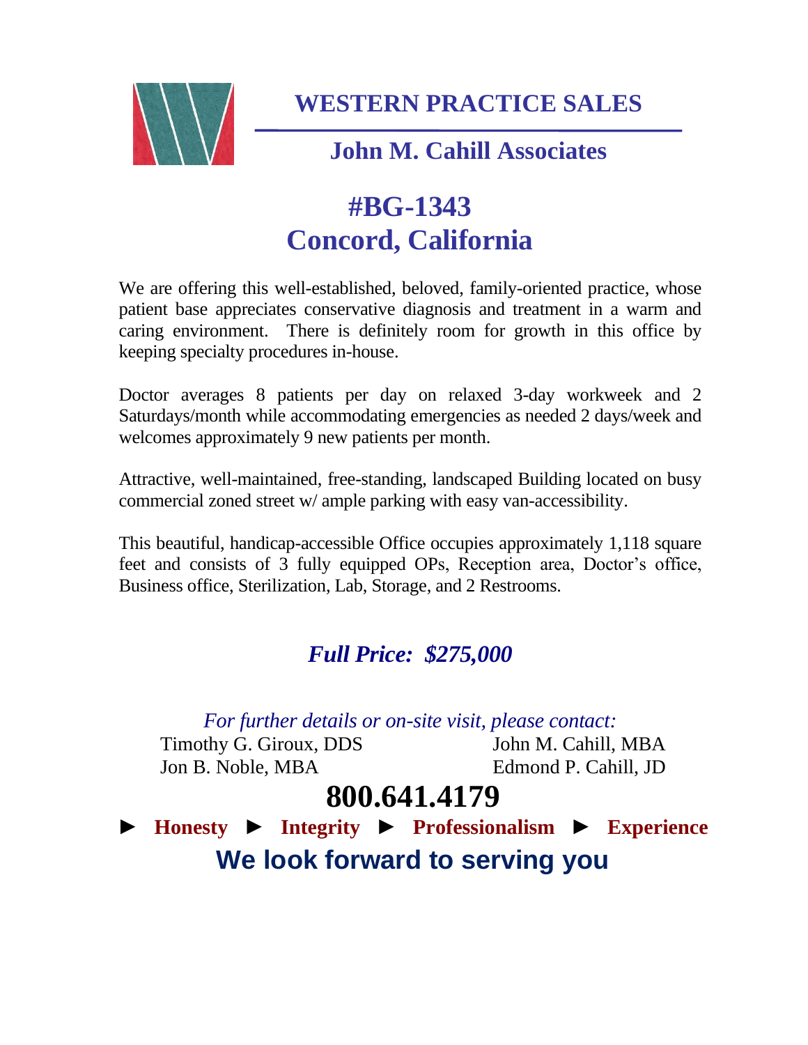# WESTERN PRACTICE SALES

## John M. Cahill Associates

# #BG-1343
# Concord, California

We are offering this well-established, beloved, family-oriented practice, whose patient base appreciates conservative diagnosis and treatment in a warm and caring environment. There is definitely room for growth in this office by keeping specialty procedures in-house.

Doctor averages 8 patients per day on relaxed 3-day workweek and 2 Saturdays/month while accommodating emergencies as needed 2 days/week and welcomes approximately 9 new patients per month.

Attractive, well-maintained, free-standing, landscaped Building located on busy commercial zoned street w/ ample parking with easy van-accessibility.

This beautiful, handicap-accessible Office occupies approximately 1,118 square feet and consists of 3 fully equipped OPs, Reception area, Doctor's office, Business office, Sterilization, Lab, Storage, and 2 Restrooms.

***Full Price: $275,000***

*For further details or on-site visit, please contact:*

Timothy G. Giroux, DDS
John M. Cahill, MBA
Jon B. Noble, MBA
Edmond P. Cahill, JD

**800.641.4179**

► **Honesty** ► **Integrity** ► **Professionalism** ► **Experience**

**We look forward to serving you**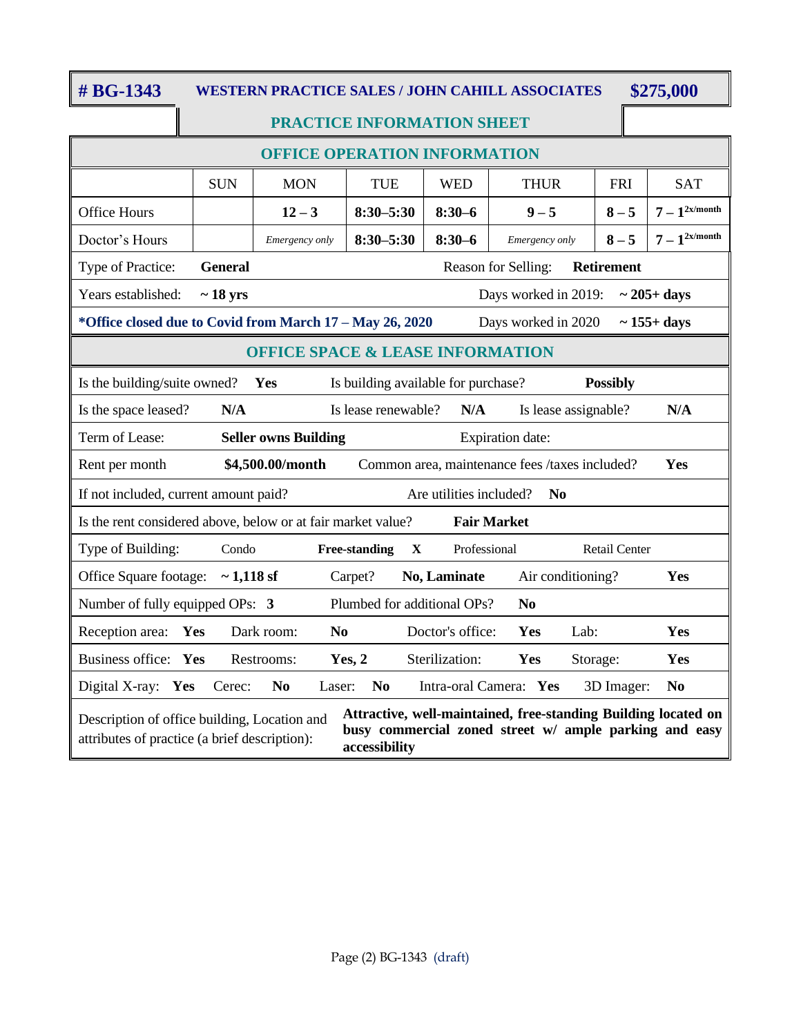**# BG-1343** **WESTERN PRACTICE SALES / JOHN CAHILL ASSOCIATES** **$275,000**

## PRACTICE INFORMATION SHEET

### OFFICE OPERATION INFORMATION

| | SUN | MON | TUE | WED | THUR | FRI | SAT |
|---|---|---|---|---|---|---|---|
| Office Hours | | **12 – 3** | **8:30–5:30** | **8:30–6** | **9 – 5** | **8 – 5** | **7 – 1** (2x/month) |
| Doctor's Hours | | *Emergency only* | **8:30–5:30** | **8:30–6** | *Emergency only* | **8 – 5** | **7 – 1** (2x/month) |

Type of Practice: **General** Reason for Selling: **Retirement**

Years established: **~ 18 yrs** Days worked in 2019: **~ 205+ days**

**\*Office closed due to Covid from March 17 – May 26, 2020** Days worked in 2020 **~ 155+ days**

### OFFICE SPACE & LEASE INFORMATION

Is the building/suite owned? **Yes** Is building available for purchase? **Possibly**

Is the space leased? **N/A** Is lease renewable? **N/A** Is lease assignable? **N/A**

Term of Lease: **Seller owns Building** Expiration date:

Rent per month **$4,500.00/month** Common area, maintenance fees /taxes included? **Yes**

If not included, current amount paid? Are utilities included? **No**

Is the rent considered above, below or at fair market value? **Fair Market**

Type of Building: Condo **Free-standing** **X** Professional Retail Center

Office Square footage: **~ 1,118 sf** Carpet? **No, Laminate** Air conditioning? **Yes**

Number of fully equipped OPs: **3** Plumbed for additional OPs? **No**

Reception area: **Yes** Dark room: **No** Doctor's office: **Yes** Lab: **Yes**

Business office: **Yes** Restrooms: **Yes, 2** Sterilization: **Yes** Storage: **Yes**

Digital X-ray: **Yes** Cerec: **No** Laser: **No** Intra-oral Camera: **Yes** 3D Imager: **No**

Description of office building, Location and attributes of practice (a brief description): **Attractive, well-maintained, free-standing Building located on busy commercial zoned street w/ ample parking and easy accessibility**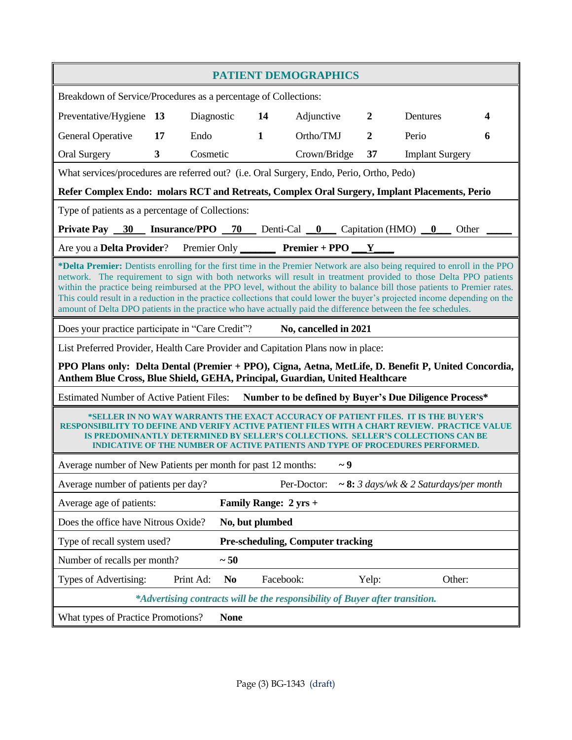## PATIENT DEMOGRAPHICS

Breakdown of Service/Procedures as a percentage of Collections:

| | | | | | | | |
|---|---|---|---|---|---|---|---|
| Preventative/Hygiene | **13** | Diagnostic | **14** | Adjunctive | **2** | Dentures | **4** |
| General Operative | **17** | Endo | **1** | Ortho/TMJ | **2** | Perio | **6** |
| Oral Surgery | **3** | Cosmetic | | Crown/Bridge | **37** | Implant Surgery | |

What services/procedures are referred out? (i.e. Oral Surgery, Endo, Perio, Ortho, Pedo)

**Refer Complex Endo: molars RCT and Retreats, Complex Oral Surgery, Implant Placements, Perio**

Type of patients as a percentage of Collections:

**Private Pay** __30__ **Insurance/PPO** __70__ Denti-Cal __0__ Capitation (HMO) __0__ Other _____

Are you a **Delta Provider**? Premier Only _______ **Premier + PPO** __Y__

***Delta Premier:** Dentists enrolling for the first time in the Premier Network are also being required to enroll in the PPO network. The requirement to sign with both networks will result in treatment provided to those Delta PPO patients within the practice being reimbursed at the PPO level, without the ability to balance bill those patients to Premier rates. This could result in a reduction in the practice collections that could lower the buyer's projected income depending on the amount of Delta DPO patients in the practice who have actually paid the difference between the fee schedules.

Does your practice participate in "Care Credit"? **No, cancelled in 2021**

List Preferred Provider, Health Care Provider and Capitation Plans now in place:

**PPO Plans only: Delta Dental (Premier + PPO), Cigna, Aetna, MetLife, D. Benefit P, United Concordia, Anthem Blue Cross, Blue Shield, GEHA, Principal, Guardian, United Healthcare**

Estimated Number of Active Patient Files: **Number to be defined by Buyer's Due Diligence Process***

***SELLER IN NO WAY WARRANTS THE EXACT ACCURACY OF PATIENT FILES. IT IS THE BUYER'S RESPONSIBILITY TO DEFINE AND VERIFY ACTIVE PATIENT FILES WITH A CHART REVIEW. PRACTICE VALUE IS PREDOMINANTLY DETERMINED BY SELLER'S COLLECTIONS. SELLER'S COLLECTIONS CAN BE INDICATIVE OF THE NUMBER OF ACTIVE PATIENTS AND TYPE OF PROCEDURES PERFORMED.**

Average number of New Patients per month for past 12 months: **~ 9**

Average number of patients per day? Per-Doctor: **~ 8:** *3 days/wk & 2 Saturdays/per month*

Average age of patients: **Family Range: 2 yrs +**

Does the office have Nitrous Oxide? **No, but plumbed**

Type of recall system used? **Pre-scheduling, Computer tracking**

Number of recalls per month? **~ 50**

Types of Advertising: Print Ad: **No** Facebook: Yelp: Other:

***Advertising contracts will be the responsibility of Buyer after transition.***

What types of Practice Promotions? **None**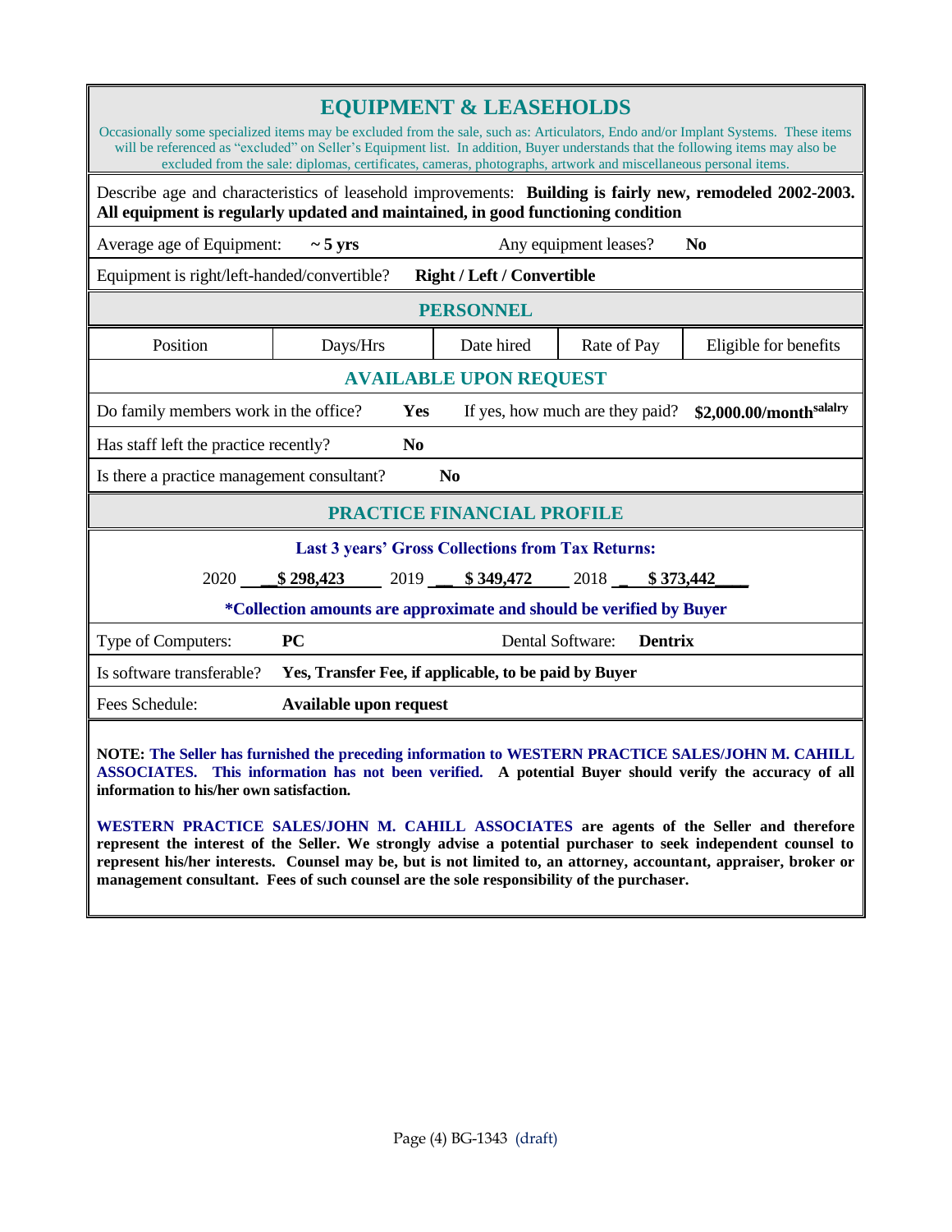## EQUIPMENT & LEASEHOLDS

Occasionally some specialized items may be excluded from the sale, such as: Articulators, Endo and/or Implant Systems. These items will be referenced as "excluded" on Seller's Equipment list. In addition, Buyer understands that the following items may also be excluded from the sale: diplomas, certificates, cameras, photographs, artwork and miscellaneous personal items.

Describe age and characteristics of leasehold improvements: **Building is fairly new, remodeled 2002-2003. All equipment is regularly updated and maintained, in good functioning condition**

Average age of Equipment: **~ 5 yrs** Any equipment leases? **No**

Equipment is right/left-handed/convertible? **Right / Left / Convertible**

## PERSONNEL

| Position | Days/Hrs | Date hired | Rate of Pay | Eligible for benefits |
|---|---|---|---|---|

**AVAILABLE UPON REQUEST**

Do family members work in the office? **Yes** If yes, how much are they paid? **$2,000.00/month salalry**

Has staff left the practice recently? **No**

Is there a practice management consultant? **No**

## PRACTICE FINANCIAL PROFILE

**Last 3 years' Gross Collections from Tax Returns:**

2020 **$ 298,423** 2019 **$ 349,472** 2018 **$ 373,442**

***Collection amounts are approximate and should be verified by Buyer**

Type of Computers: **PC** Dental Software: **Dentrix**

Is software transferable? **Yes, Transfer Fee, if applicable, to be paid by Buyer**

Fees Schedule: **Available upon request**

**NOTE: The Seller has furnished the preceding information to WESTERN PRACTICE SALES/JOHN M. CAHILL ASSOCIATES. This information has not been verified. A potential Buyer should verify the accuracy of all information to his/her own satisfaction.**

**WESTERN PRACTICE SALES/JOHN M. CAHILL ASSOCIATES are agents of the Seller and therefore represent the interest of the Seller. We strongly advise a potential purchaser to seek independent counsel to represent his/her interests. Counsel may be, but is not limited to, an attorney, accountant, appraiser, broker or management consultant. Fees of such counsel are the sole responsibility of the purchaser.**